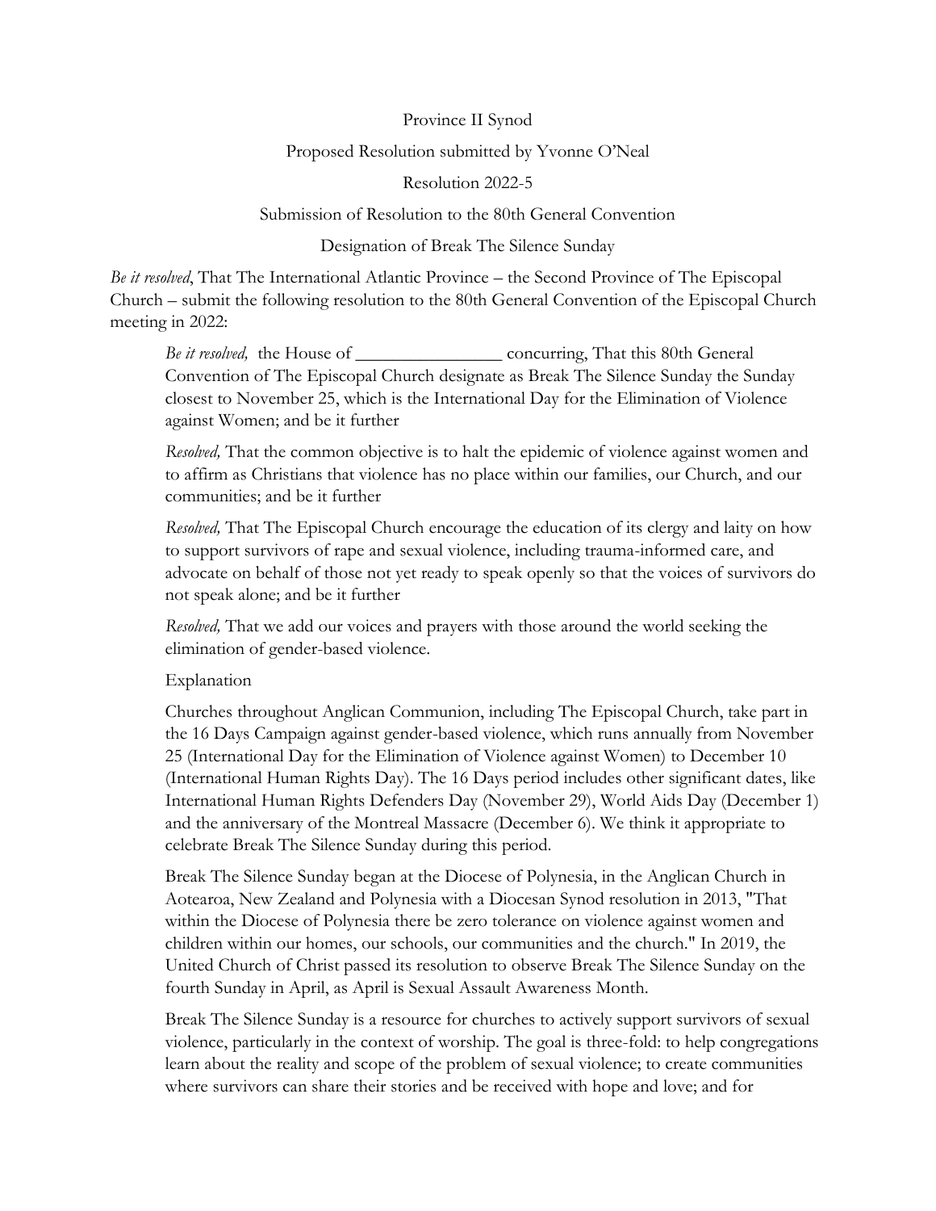Province II Synod

Proposed Resolution submitted by Yvonne O'Neal

Resolution 2022-5

Submission of Resolution to the 80th General Convention

Designation of Break The Silence Sunday

*Be it resolved*, That The International Atlantic Province – the Second Province of The Episcopal Church – submit the following resolution to the 80th General Convention of the Episcopal Church meeting in 2022:

> *Be it resolved,* the House of ________________ concurring, That this 80th General Convention of The Episcopal Church designate as Break The Silence Sunday the Sunday closest to November 25, which is the International Day for the Elimination of Violence against Women; and be it further
>
> *Resolved,* That the common objective is to halt the epidemic of violence against women and to affirm as Christians that violence has no place within our families, our Church, and our communities; and be it further
>
> *Resolved,* That The Episcopal Church encourage the education of its clergy and laity on how to support survivors of rape and sexual violence, including trauma-informed care, and advocate on behalf of those not yet ready to speak openly so that the voices of survivors do not speak alone; and be it further
>
> *Resolved,* That we add our voices and prayers with those around the world seeking the elimination of gender-based violence.
>
> Explanation
>
> Churches throughout Anglican Communion, including The Episcopal Church, take part in the 16 Days Campaign against gender-based violence, which runs annually from November 25 (International Day for the Elimination of Violence against Women) to December 10 (International Human Rights Day). The 16 Days period includes other significant dates, like International Human Rights Defenders Day (November 29), World Aids Day (December 1) and the anniversary of the Montreal Massacre (December 6). We think it appropriate to celebrate Break The Silence Sunday during this period.
>
> Break The Silence Sunday began at the Diocese of Polynesia, in the Anglican Church in Aotearoa, New Zealand and Polynesia with a Diocesan Synod resolution in 2013, "That within the Diocese of Polynesia there be zero tolerance on violence against women and children within our homes, our schools, our communities and the church." In 2019, the United Church of Christ passed its resolution to observe Break The Silence Sunday on the fourth Sunday in April, as April is Sexual Assault Awareness Month.
>
> Break The Silence Sunday is a resource for churches to actively support survivors of sexual violence, particularly in the context of worship. The goal is three-fold: to help congregations learn about the reality and scope of the problem of sexual violence; to create communities where survivors can share their stories and be received with hope and love; and for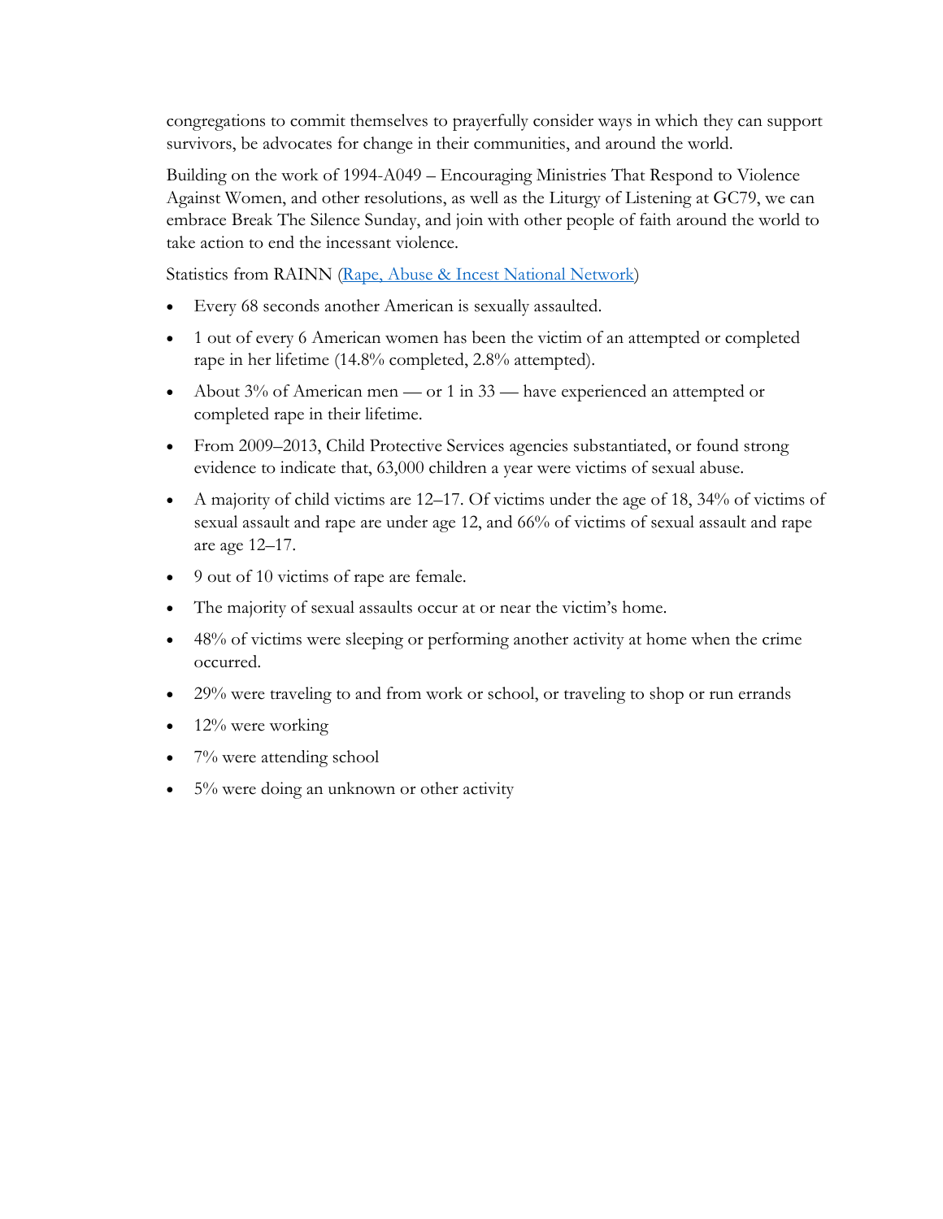congregations to commit themselves to prayerfully consider ways in which they can support survivors, be advocates for change in their communities, and around the world.

Building on the work of 1994-A049 – Encouraging Ministries That Respond to Violence Against Women, and other resolutions, as well as the Liturgy of Listening at GC79, we can embrace Break The Silence Sunday, and join with other people of faith around the world to take action to end the incessant violence.

Statistics from RAINN (Rape, Abuse & Incest National Network)

- Every 68 seconds another American is sexually assaulted.
- 1 out of every 6 American women has been the victim of an attempted or completed rape in her lifetime (14.8% completed, 2.8% attempted).
- About 3% of American men — or 1 in 33 — have experienced an attempted or completed rape in their lifetime.
- From 2009–2013, Child Protective Services agencies substantiated, or found strong evidence to indicate that, 63,000 children a year were victims of sexual abuse.
- A majority of child victims are 12–17. Of victims under the age of 18, 34% of victims of sexual assault and rape are under age 12, and 66% of victims of sexual assault and rape are age 12–17.
- 9 out of 10 victims of rape are female.
- The majority of sexual assaults occur at or near the victim's home.
- 48% of victims were sleeping or performing another activity at home when the crime occurred.
- 29% were traveling to and from work or school, or traveling to shop or run errands
- 12% were working
- 7% were attending school
- 5% were doing an unknown or other activity